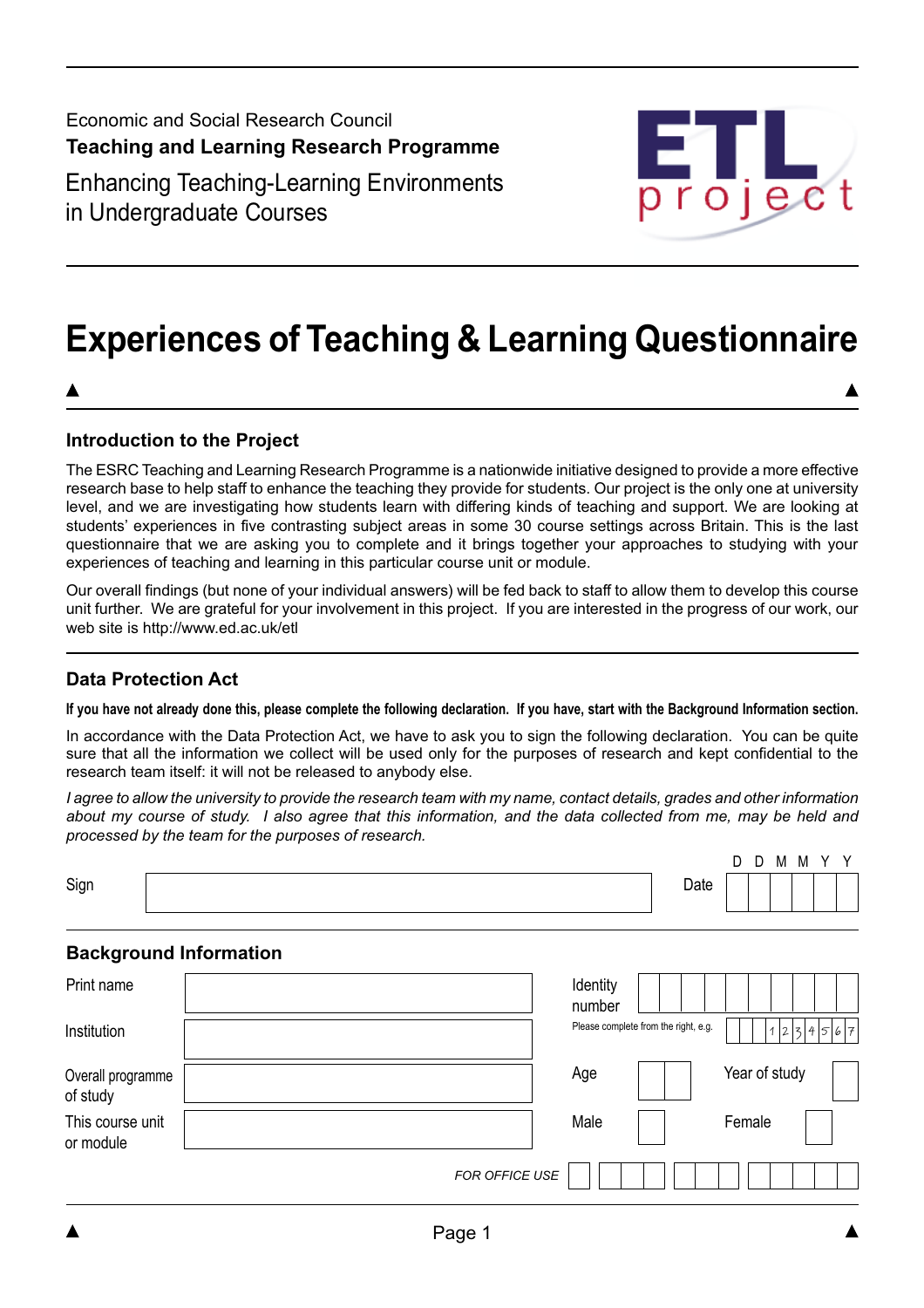Economic and Social Research Council

**Teaching and Learning Research Programme**

Enhancing Teaching-Learning Environments in Undergraduate Courses

ETL project

# Experiences of Teaching & Learning Questionnaire

## Introduction to the Project

The ESRC Teaching and Learning Research Programme is a nationwide initiative designed to provide a more effective research base to help staff to enhance the teaching they provide for students. Our project is the only one at university level, and we are investigating how students learn with differing kinds of teaching and support. We are looking at students' experiences in five contrasting subject areas in some 30 course settings across Britain. This is the last questionnaire that we are asking you to complete and it brings together your approaches to studying with your experiences of teaching and learning in this particular course unit or module.

Our overall findings (but none of your individual answers) will be fed back to staff to allow them to develop this course unit further. We are grateful for your involvement in this project. If you are interested in the progress of our work, our web site is http://www.ed.ac.uk/etl

## Data Protection Act

**If you have not already done this, please complete the following declaration. If you have, start with the Background Information section.**

In accordance with the Data Protection Act, we have to ask you to sign the following declaration. You can be quite sure that all the information we collect will be used only for the purposes of research and kept confidential to the research team itself: it will not be released to anybody else.

*I agree to allow the university to provide the research team with my name, contact details, grades and other information about my course of study. I also agree that this information, and the data collected from me, may be held and processed by the team for the purposes of research.*

Sign ______________________ Date (D D M M Y Y) ______

## Background Information

| | | | |
|---|---|---|---|
| Print name | | Identity number | |
| Institution | | Please complete from the right, e.g. | 1234567 |
| Overall programme of study | | Age | Year of study |
| This course unit or module | | Male | Female |

*FOR OFFICE USE*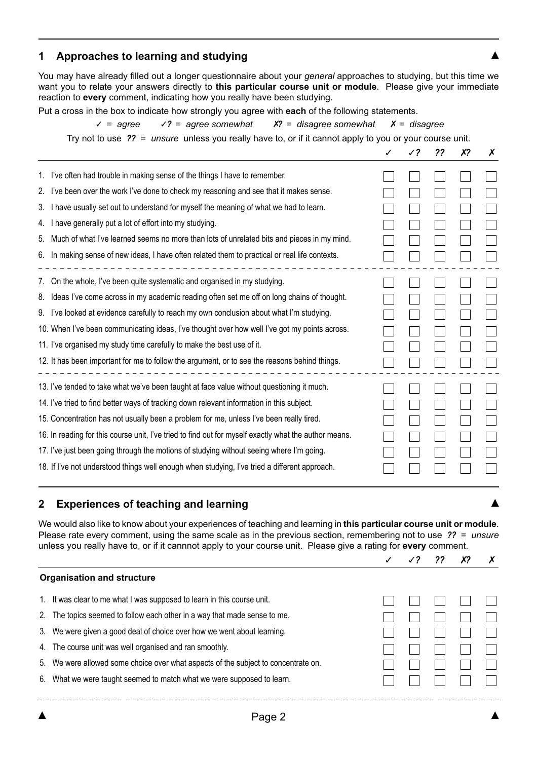## 1 Approaches to learning and studying

You may have already filled out a longer questionnaire about your *general* approaches to studying, but this time we want you to relate your answers directly to **this particular course unit or module**. Please give your immediate reaction to **every** comment, indicating how you really have been studying.

Put a cross in the box to indicate how strongly you agree with **each** of the following statements.

*✓ = agree    ✓? = agree somewhat    ✗? = disagree somewhat    ✗ = disagree*

Try not to use *?? = unsure* unless you really have to, or if it cannot apply to you or your course unit.

| | ✓ | ✓? | ?? | ✗? | ✗ |
|---|---|---|---|---|---|
| 1. I've often had trouble in making sense of the things I have to remember. | ☐ | ☐ | ☐ | ☐ | ☐ |
| 2. I've been over the work I've done to check my reasoning and see that it makes sense. | ☐ | ☐ | ☐ | ☐ | ☐ |
| 3. I have usually set out to understand for myself the meaning of what we had to learn. | ☐ | ☐ | ☐ | ☐ | ☐ |
| 4. I have generally put a lot of effort into my studying. | ☐ | ☐ | ☐ | ☐ | ☐ |
| 5. Much of what I've learned seems no more than lots of unrelated bits and pieces in my mind. | ☐ | ☐ | ☐ | ☐ | ☐ |
| 6. In making sense of new ideas, I have often related them to practical or real life contexts. | ☐ | ☐ | ☐ | ☐ | ☐ |
| 7. On the whole, I've been quite systematic and organised in my studying. | ☐ | ☐ | ☐ | ☐ | ☐ |
| 8. Ideas I've come across in my academic reading often set me off on long chains of thought. | ☐ | ☐ | ☐ | ☐ | ☐ |
| 9. I've looked at evidence carefully to reach my own conclusion about what I'm studying. | ☐ | ☐ | ☐ | ☐ | ☐ |
| 10. When I've been communicating ideas, I've thought over how well I've got my points across. | ☐ | ☐ | ☐ | ☐ | ☐ |
| 11. I've organised my study time carefully to make the best use of it. | ☐ | ☐ | ☐ | ☐ | ☐ |
| 12. It has been important for me to follow the argument, or to see the reasons behind things. | ☐ | ☐ | ☐ | ☐ | ☐ |
| 13. I've tended to take what we've been taught at face value without questioning it much. | ☐ | ☐ | ☐ | ☐ | ☐ |
| 14. I've tried to find better ways of tracking down relevant information in this subject. | ☐ | ☐ | ☐ | ☐ | ☐ |
| 15. Concentration has not usually been a problem for me, unless I've been really tired. | ☐ | ☐ | ☐ | ☐ | ☐ |
| 16. In reading for this course unit, I've tried to find out for myself exactly what the author means. | ☐ | ☐ | ☐ | ☐ | ☐ |
| 17. I've just been going through the motions of studying without seeing where I'm going. | ☐ | ☐ | ☐ | ☐ | ☐ |
| 18. If I've not understood things well enough when studying, I've tried a different approach. | ☐ | ☐ | ☐ | ☐ | ☐ |

## 2 Experiences of teaching and learning

We would also like to know about your experiences of teaching and learning in **this particular course unit or module**. Please rate every comment, using the same scale as in the previous section, remembering not to use *?? = unsure* unless you really have to, or if it cannnot apply to your course unit. Please give a rating for **every** comment.

| **Organisation and structure** | ✓ | ✓? | ?? | ✗? | ✗ |
|---|---|---|---|---|---|
| 1. It was clear to me what I was supposed to learn in this course unit. | ☐ | ☐ | ☐ | ☐ | ☐ |
| 2. The topics seemed to follow each other in a way that made sense to me. | ☐ | ☐ | ☐ | ☐ | ☐ |
| 3. We were given a good deal of choice over how we went about learning. | ☐ | ☐ | ☐ | ☐ | ☐ |
| 4. The course unit was well organised and ran smoothly. | ☐ | ☐ | ☐ | ☐ | ☐ |
| 5. We were allowed some choice over what aspects of the subject to concentrate on. | ☐ | ☐ | ☐ | ☐ | ☐ |
| 6. What we were taught seemed to match what we were supposed to learn. | ☐ | ☐ | ☐ | ☐ | ☐ |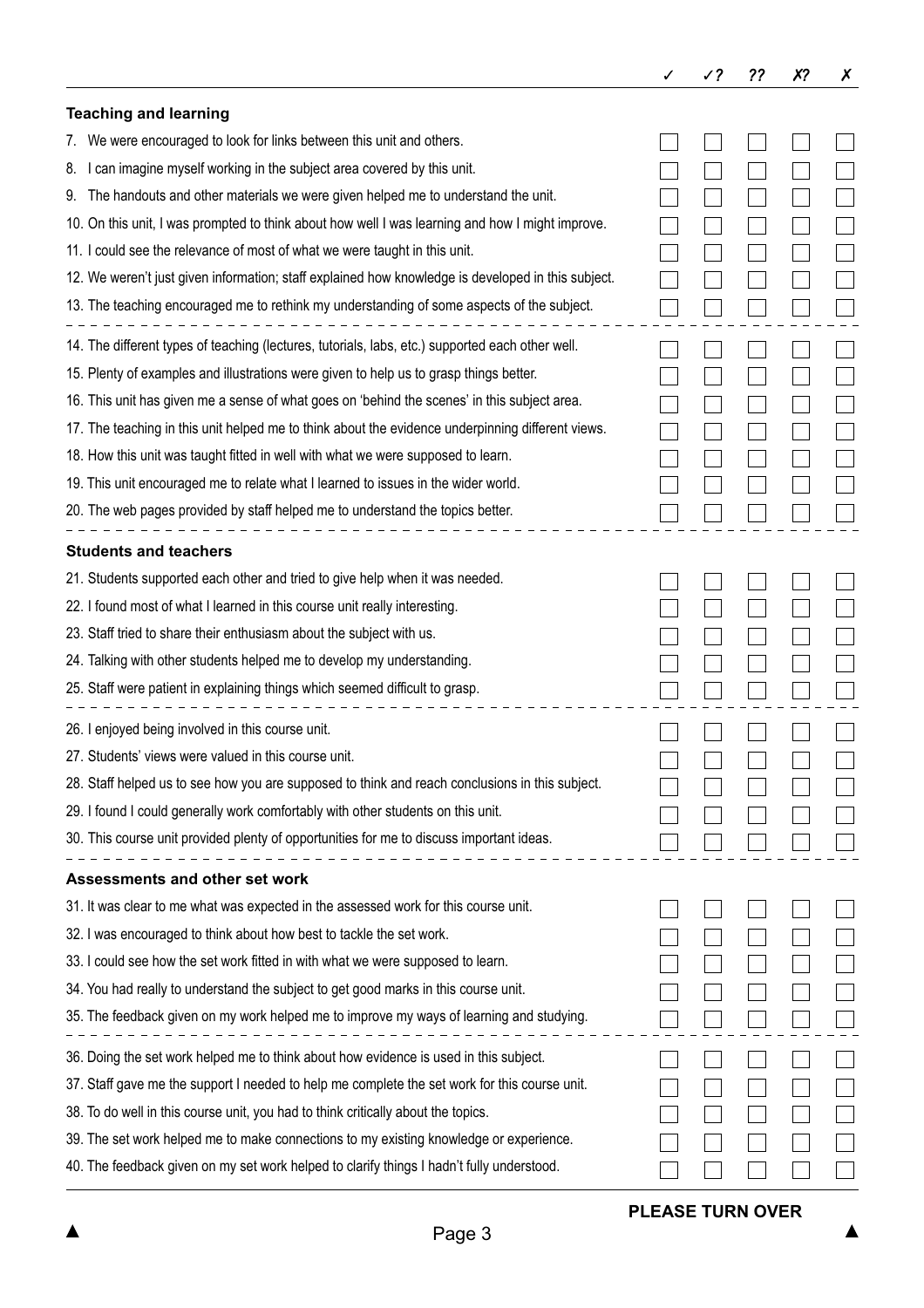| | ✓ | ✓? | ?? | ✗? | ✗ |
|---|---|---|---|---|---|
| **Teaching and learning** | | | | | |
| 7. We were encouraged to look for links between this unit and others. | ☐ | ☐ | ☐ | ☐ | ☐ |
| 8. I can imagine myself working in the subject area covered by this unit. | ☐ | ☐ | ☐ | ☐ | ☐ |
| 9. The handouts and other materials we were given helped me to understand the unit. | ☐ | ☐ | ☐ | ☐ | ☐ |
| 10. On this unit, I was prompted to think about how well I was learning and how I might improve. | ☐ | ☐ | ☐ | ☐ | ☐ |
| 11. I could see the relevance of most of what we were taught in this unit. | ☐ | ☐ | ☐ | ☐ | ☐ |
| 12. We weren't just given information; staff explained how knowledge is developed in this subject. | ☐ | ☐ | ☐ | ☐ | ☐ |
| 13. The teaching encouraged me to rethink my understanding of some aspects of the subject. | ☐ | ☐ | ☐ | ☐ | ☐ |
| 14. The different types of teaching (lectures, tutorials, labs, etc.) supported each other well. | ☐ | ☐ | ☐ | ☐ | ☐ |
| 15. Plenty of examples and illustrations were given to help us to grasp things better. | ☐ | ☐ | ☐ | ☐ | ☐ |
| 16. This unit has given me a sense of what goes on 'behind the scenes' in this subject area. | ☐ | ☐ | ☐ | ☐ | ☐ |
| 17. The teaching in this unit helped me to think about the evidence underpinning different views. | ☐ | ☐ | ☐ | ☐ | ☐ |
| 18. How this unit was taught fitted in well with what we were supposed to learn. | ☐ | ☐ | ☐ | ☐ | ☐ |
| 19. This unit encouraged me to relate what I learned to issues in the wider world. | ☐ | ☐ | ☐ | ☐ | ☐ |
| 20. The web pages provided by staff helped me to understand the topics better. | ☐ | ☐ | ☐ | ☐ | ☐ |
| **Students and teachers** | | | | | |
| 21. Students supported each other and tried to give help when it was needed. | ☐ | ☐ | ☐ | ☐ | ☐ |
| 22. I found most of what I learned in this course unit really interesting. | ☐ | ☐ | ☐ | ☐ | ☐ |
| 23. Staff tried to share their enthusiasm about the subject with us. | ☐ | ☐ | ☐ | ☐ | ☐ |
| 24. Talking with other students helped me to develop my understanding. | ☐ | ☐ | ☐ | ☐ | ☐ |
| 25. Staff were patient in explaining things which seemed difficult to grasp. | ☐ | ☐ | ☐ | ☐ | ☐ |
| 26. I enjoyed being involved in this course unit. | ☐ | ☐ | ☐ | ☐ | ☐ |
| 27. Students' views were valued in this course unit. | ☐ | ☐ | ☐ | ☐ | ☐ |
| 28. Staff helped us to see how you are supposed to think and reach conclusions in this subject. | ☐ | ☐ | ☐ | ☐ | ☐ |
| 29. I found I could generally work comfortably with other students on this unit. | ☐ | ☐ | ☐ | ☐ | ☐ |
| 30. This course unit provided plenty of opportunities for me to discuss important ideas. | ☐ | ☐ | ☐ | ☐ | ☐ |
| **Assessments and other set work** | | | | | |
| 31. It was clear to me what was expected in the assessed work for this course unit. | ☐ | ☐ | ☐ | ☐ | ☐ |
| 32. I was encouraged to think about how best to tackle the set work. | ☐ | ☐ | ☐ | ☐ | ☐ |
| 33. I could see how the set work fitted in with what we were supposed to learn. | ☐ | ☐ | ☐ | ☐ | ☐ |
| 34. You had really to understand the subject to get good marks in this course unit. | ☐ | ☐ | ☐ | ☐ | ☐ |
| 35. The feedback given on my work helped me to improve my ways of learning and studying. | ☐ | ☐ | ☐ | ☐ | ☐ |
| 36. Doing the set work helped me to think about how evidence is used in this subject. | ☐ | ☐ | ☐ | ☐ | ☐ |
| 37. Staff gave me the support I needed to help me complete the set work for this course unit. | ☐ | ☐ | ☐ | ☐ | ☐ |
| 38. To do well in this course unit, you had to think critically about the topics. | ☐ | ☐ | ☐ | ☐ | ☐ |
| 39. The set work helped me to make connections to my existing knowledge or experience. | ☐ | ☐ | ☐ | ☐ | ☐ |
| 40. The feedback given on my set work helped to clarify things I hadn't fully understood. | ☐ | ☐ | ☐ | ☐ | ☐ |

**PLEASE TURN OVER**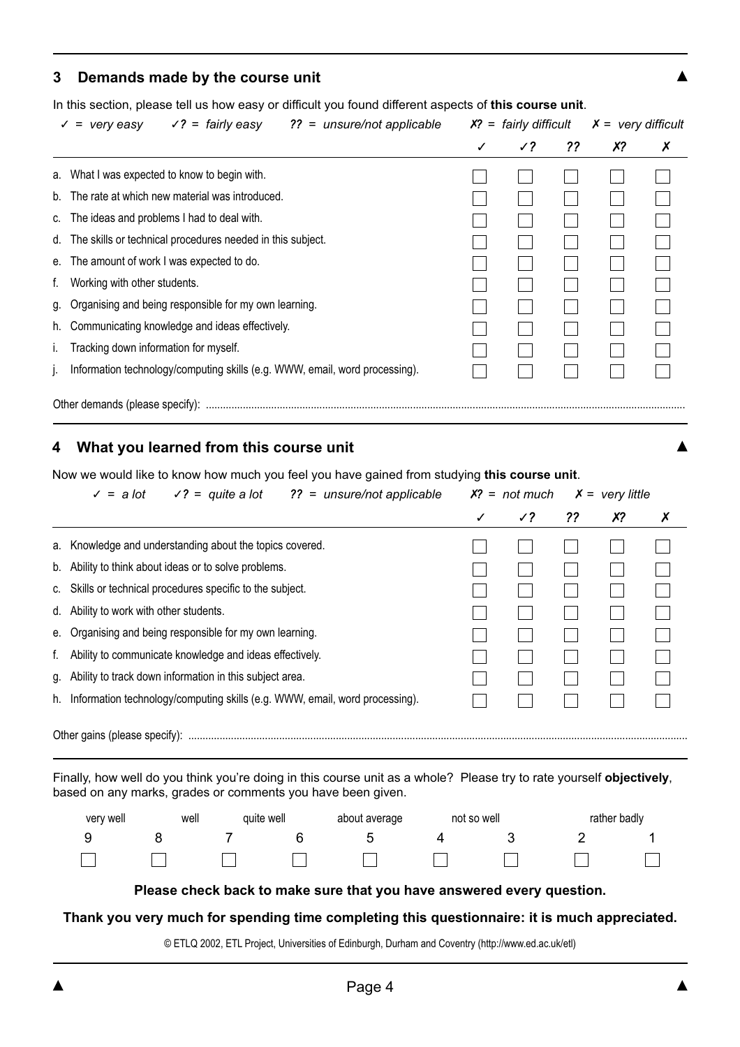## 3 Demands made by the course unit

In this section, please tell us how easy or difficult you found different aspects of **this course unit**.

*✓ = very easy* *✓? = fairly easy* *?? = unsure/not applicable* *✗? = fairly difficult* *✗ = very difficult*

| | ✓ | ✓? | ?? | ✗? | ✗ |
|---|---|---|---|---|---|
| a. What I was expected to know to begin with. | ☐ | ☐ | ☐ | ☐ | ☐ |
| b. The rate at which new material was introduced. | ☐ | ☐ | ☐ | ☐ | ☐ |
| c. The ideas and problems I had to deal with. | ☐ | ☐ | ☐ | ☐ | ☐ |
| d. The skills or technical procedures needed in this subject. | ☐ | ☐ | ☐ | ☐ | ☐ |
| e. The amount of work I was expected to do. | ☐ | ☐ | ☐ | ☐ | ☐ |
| f. Working with other students. | ☐ | ☐ | ☐ | ☐ | ☐ |
| g. Organising and being responsible for my own learning. | ☐ | ☐ | ☐ | ☐ | ☐ |
| h. Communicating knowledge and ideas effectively. | ☐ | ☐ | ☐ | ☐ | ☐ |
| i. Tracking down information for myself. | ☐ | ☐ | ☐ | ☐ | ☐ |
| j. Information technology/computing skills (e.g. WWW, email, word processing). | ☐ | ☐ | ☐ | ☐ | ☐ |

Other demands (please specify): ..........................................................................................................

## 4 What you learned from this course unit

Now we would like to know how much you feel you have gained from studying **this course unit**.

*✓ = a lot* *✓? = quite a lot* *?? = unsure/not applicable* *✗? = not much* *✗ = very little*

| | ✓ | ✓? | ?? | ✗? | ✗ |
|---|---|---|---|---|---|
| a. Knowledge and understanding about the topics covered. | ☐ | ☐ | ☐ | ☐ | ☐ |
| b. Ability to think about ideas or to solve problems. | ☐ | ☐ | ☐ | ☐ | ☐ |
| c. Skills or technical procedures specific to the subject. | ☐ | ☐ | ☐ | ☐ | ☐ |
| d. Ability to work with other students. | ☐ | ☐ | ☐ | ☐ | ☐ |
| e. Organising and being responsible for my own learning. | ☐ | ☐ | ☐ | ☐ | ☐ |
| f. Ability to communicate knowledge and ideas effectively. | ☐ | ☐ | ☐ | ☐ | ☐ |
| g. Ability to track down information in this subject area. | ☐ | ☐ | ☐ | ☐ | ☐ |
| h. Information technology/computing skills (e.g. WWW, email, word processing). | ☐ | ☐ | ☐ | ☐ | ☐ |

Other gains (please specify): ..........................................................................................................

Finally, how well do you think you're doing in this course unit as a whole? Please try to rate yourself **objectively**, based on any marks, grades or comments you have been given.

| very well | | well | | quite well | | about average | | not so well | | rather badly | |
|---|---|---|---|---|---|---|---|---|---|---|---|
| 9 | 8 | 7 | 6 | 5 | 4 | 3 | 2 | 1 | | | |
| ☐ | ☐ | ☐ | ☐ | ☐ | ☐ | ☐ | ☐ | ☐ | | | |

**Please check back to make sure that you have answered every question.**

**Thank you very much for spending time completing this questionnaire: it is much appreciated.**

© ETLQ 2002, ETL Project, Universities of Edinburgh, Durham and Coventry (http://www.ed.ac.uk/etl)